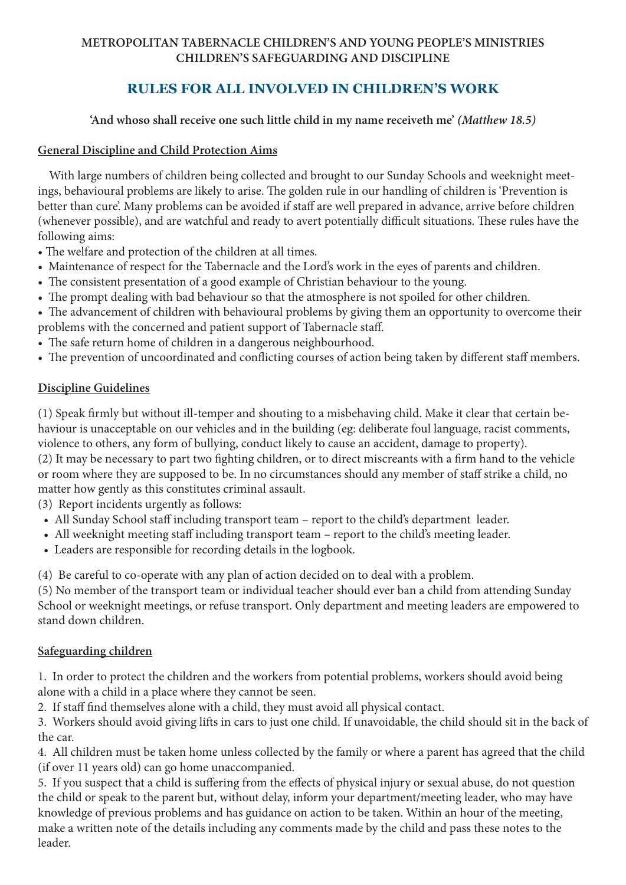**METROPOLITAN TABERNACLE CHILDREN'S AND YOUNG PEOPLE'S MINISTRIES**
**CHILDREN'S SAFEGUARDING AND DISCIPLINE**

# RULES FOR ALL INVOLVED IN CHILDREN'S WORK

**'And whoso shall receive one such little child in my name receiveth me'** ***(Matthew 18.5)***

## General Discipline and Child Protection Aims

With large numbers of children being collected and brought to our Sunday Schools and weeknight meetings, behavioural problems are likely to arise. The golden rule in our handling of children is 'Prevention is better than cure'. Many problems can be avoided if staff are well prepared in advance, arrive before children (whenever possible), and are watchful and ready to avert potentially difficult situations. These rules have the following aims:

- The welfare and protection of the children at all times.
- Maintenance of respect for the Tabernacle and the Lord's work in the eyes of parents and children.
- The consistent presentation of a good example of Christian behaviour to the young.
- The prompt dealing with bad behaviour so that the atmosphere is not spoiled for other children.
- The advancement of children with behavioural problems by giving them an opportunity to overcome their problems with the concerned and patient support of Tabernacle staff.
- The safe return home of children in a dangerous neighbourhood.
- The prevention of uncoordinated and conflicting courses of action being taken by different staff members.

## Discipline Guidelines

(1) Speak firmly but without ill-temper and shouting to a misbehaving child. Make it clear that certain behaviour is unacceptable on our vehicles and in the building (eg: deliberate foul language, racist comments, violence to others, any form of bullying, conduct likely to cause an accident, damage to property).

(2) It may be necessary to part two fighting children, or to direct miscreants with a firm hand to the vehicle or room where they are supposed to be. In no circumstances should any member of staff strike a child, no matter how gently as this constitutes criminal assault.

(3) Report incidents urgently as follows:

- All Sunday School staff including transport team – report to the child's department leader.
- All weeknight meeting staff including transport team – report to the child's meeting leader.
- Leaders are responsible for recording details in the logbook.

(4) Be careful to co-operate with any plan of action decided on to deal with a problem.

(5) No member of the transport team or individual teacher should ever ban a child from attending Sunday School or weeknight meetings, or refuse transport. Only department and meeting leaders are empowered to stand down children.

## Safeguarding children

1. In order to protect the children and the workers from potential problems, workers should avoid being alone with a child in a place where they cannot be seen.
2. If staff find themselves alone with a child, they must avoid all physical contact.
3. Workers should avoid giving lifts in cars to just one child. If unavoidable, the child should sit in the back of the car.
4. All children must be taken home unless collected by the family or where a parent has agreed that the child (if over 11 years old) can go home unaccompanied.
5. If you suspect that a child is suffering from the effects of physical injury or sexual abuse, do not question the child or speak to the parent but, without delay, inform your department/meeting leader, who may have knowledge of previous problems and has guidance on action to be taken. Within an hour of the meeting, make a written note of the details including any comments made by the child and pass these notes to the leader.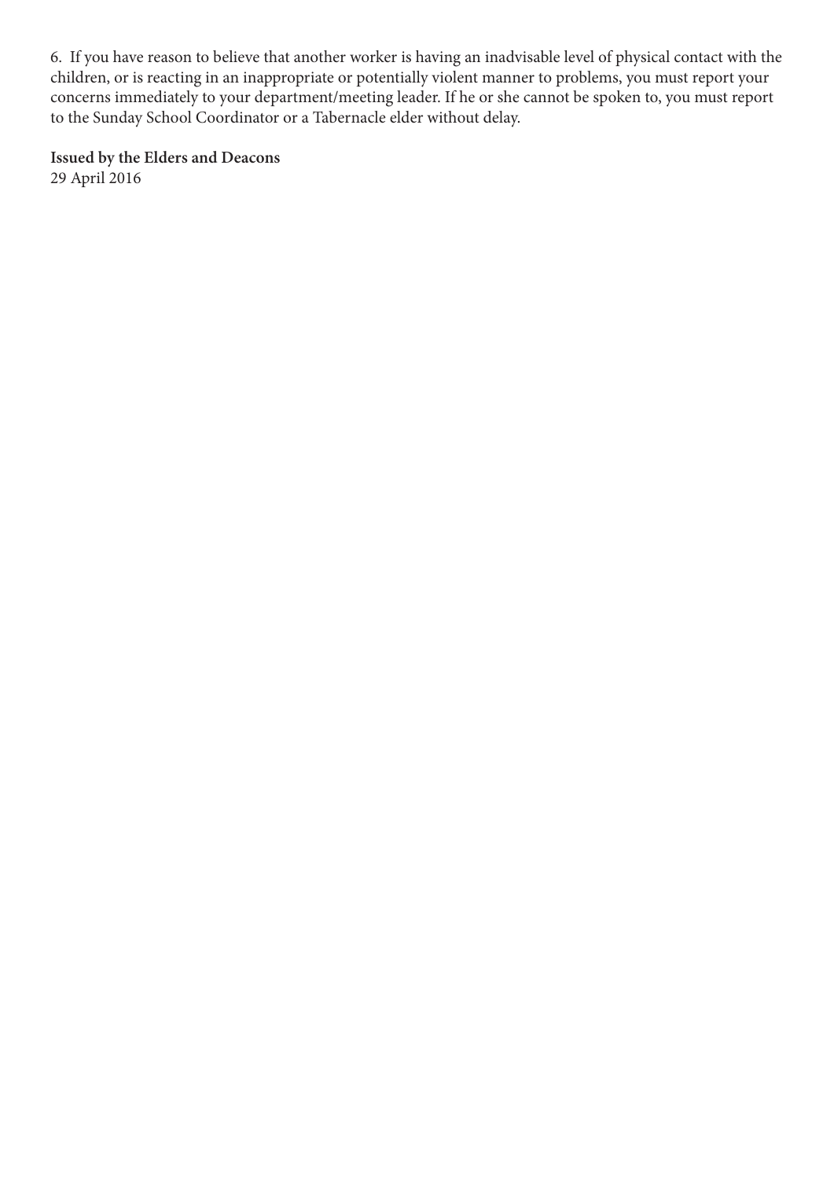6. If you have reason to believe that another worker is having an inadvisable level of physical contact with the children, or is reacting in an inappropriate or potentially violent manner to problems, you must report your concerns immediately to your department/meeting leader. If he or she cannot be spoken to, you must report to the Sunday School Coordinator or a Tabernacle elder without delay.

**Issued by the Elders and Deacons**
29 April 2016